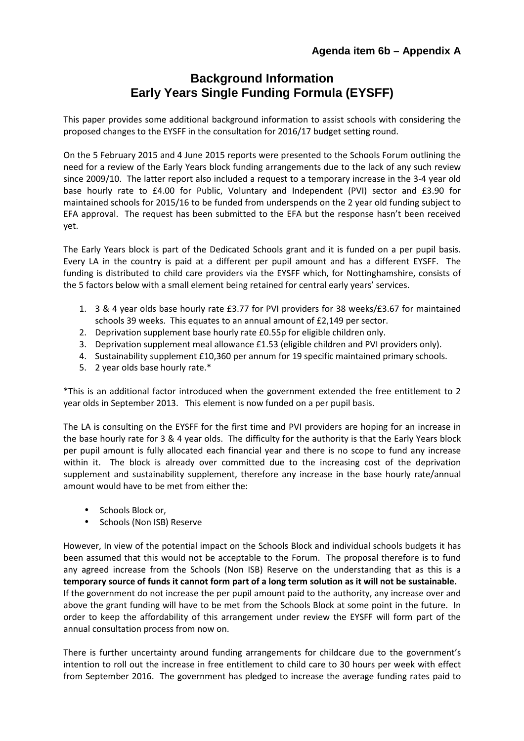**Agenda item 6b – Appendix A**

# Background Information
# Early Years Single Funding Formula (EYSFF)

This paper provides some additional background information to assist schools with considering the proposed changes to the EYSFF in the consultation for 2016/17 budget setting round.

On the 5 February 2015 and 4 June 2015 reports were presented to the Schools Forum outlining the need for a review of the Early Years block funding arrangements due to the lack of any such review since 2009/10. The latter report also included a request to a temporary increase in the 3-4 year old base hourly rate to £4.00 for Public, Voluntary and Independent (PVI) sector and £3.90 for maintained schools for 2015/16 to be funded from underspends on the 2 year old funding subject to EFA approval. The request has been submitted to the EFA but the response hasn't been received yet.

The Early Years block is part of the Dedicated Schools grant and it is funded on a per pupil basis. Every LA in the country is paid at a different per pupil amount and has a different EYSFF. The funding is distributed to child care providers via the EYSFF which, for Nottinghamshire, consists of the 5 factors below with a small element being retained for central early years' services.

1. 3 & 4 year olds base hourly rate £3.77 for PVI providers for 38 weeks/£3.67 for maintained schools 39 weeks. This equates to an annual amount of £2,149 per sector.
2. Deprivation supplement base hourly rate £0.55p for eligible children only.
3. Deprivation supplement meal allowance £1.53 (eligible children and PVI providers only).
4. Sustainability supplement £10,360 per annum for 19 specific maintained primary schools.
5. 2 year olds base hourly rate.*

*This is an additional factor introduced when the government extended the free entitlement to 2 year olds in September 2013. This element is now funded on a per pupil basis.

The LA is consulting on the EYSFF for the first time and PVI providers are hoping for an increase in the base hourly rate for 3 & 4 year olds. The difficulty for the authority is that the Early Years block per pupil amount is fully allocated each financial year and there is no scope to fund any increase within it. The block is already over committed due to the increasing cost of the deprivation supplement and sustainability supplement, therefore any increase in the base hourly rate/annual amount would have to be met from either the:

- Schools Block or,
- Schools (Non ISB) Reserve

However, In view of the potential impact on the Schools Block and individual schools budgets it has been assumed that this would not be acceptable to the Forum. The proposal therefore is to fund any agreed increase from the Schools (Non ISB) Reserve on the understanding that as this is a **temporary source of funds it cannot form part of a long term solution as it will not be sustainable.** If the government do not increase the per pupil amount paid to the authority, any increase over and above the grant funding will have to be met from the Schools Block at some point in the future. In order to keep the affordability of this arrangement under review the EYSFF will form part of the annual consultation process from now on.

There is further uncertainty around funding arrangements for childcare due to the government's intention to roll out the increase in free entitlement to child care to 30 hours per week with effect from September 2016. The government has pledged to increase the average funding rates paid to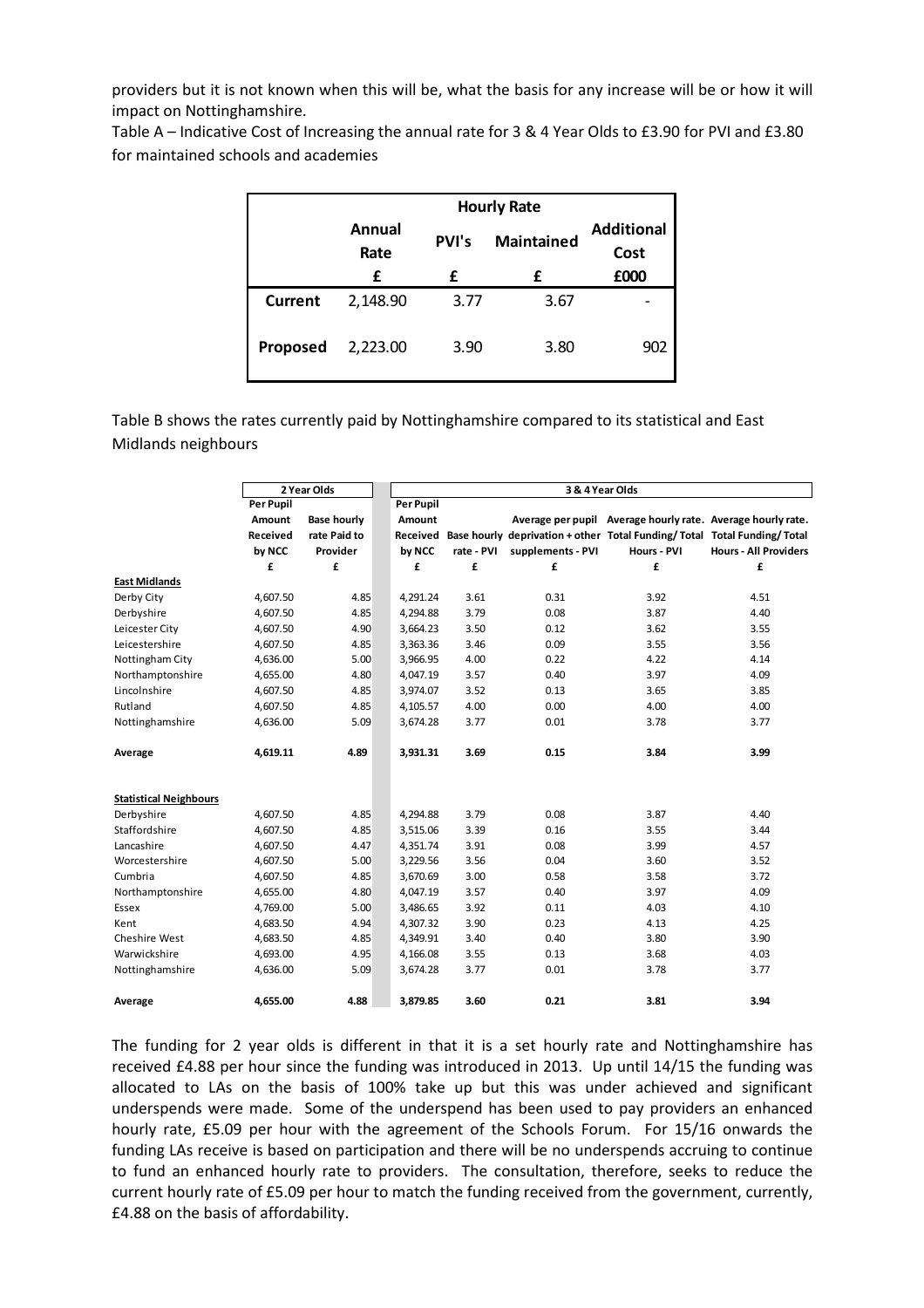providers but it is not known when this will be, what the basis for any increase will be or how it will impact on Nottinghamshire.

Table A – Indicative Cost of Increasing the annual rate for 3 & 4 Year Olds to £3.90 for PVI and £3.80 for maintained schools and academies

| | Hourly Rate | | | |
|---|---|---|---|---|
| | Annual Rate | PVI's | Maintained | Additional Cost |
| | £ | £ | £ | £000 |
| **Current** | 2,148.90 | 3.77 | 3.67 | - |
| **Proposed** | 2,223.00 | 3.90 | 3.80 | 902 |

Table B shows the rates currently paid by Nottinghamshire compared to its statistical and East Midlands neighbours

| | 2 Year Olds | | 3 & 4 Year Olds | | | | |
|---|---|---|---|---|---|---|---|
| | Per Pupil Amount Received by NCC | Base hourly rate Paid to Provider | Per Pupil Amount Received by NCC | Base hourly rate - PVI | Average per pupil deprivation + other supplements - PVI | Average hourly rate. Total Funding/ Total Hours - PVI | Average hourly rate. Total Funding/ Total Hours - All Providers |
| | £ | £ | £ | £ | £ | £ | £ |
| **East Midlands** | | | | | | | |
| Derby City | 4,607.50 | 4.85 | 4,291.24 | 3.61 | 0.31 | 3.92 | 4.51 |
| Derbyshire | 4,607.50 | 4.85 | 4,294.88 | 3.79 | 0.08 | 3.87 | 4.40 |
| Leicester City | 4,607.50 | 4.90 | 3,664.23 | 3.50 | 0.12 | 3.62 | 3.55 |
| Leicestershire | 4,607.50 | 4.85 | 3,363.36 | 3.46 | 0.09 | 3.55 | 3.56 |
| Nottingham City | 4,636.00 | 5.00 | 3,966.95 | 4.00 | 0.22 | 4.22 | 4.14 |
| Northamptonshire | 4,655.00 | 4.80 | 4,047.19 | 3.57 | 0.40 | 3.97 | 4.09 |
| Lincolnshire | 4,607.50 | 4.85 | 3,974.07 | 3.52 | 0.13 | 3.65 | 3.85 |
| Rutland | 4,607.50 | 4.85 | 4,105.57 | 4.00 | 0.00 | 4.00 | 4.00 |
| Nottinghamshire | 4,636.00 | 5.09 | 3,674.28 | 3.77 | 0.01 | 3.78 | 3.77 |
| **Average** | **4,619.11** | **4.89** | **3,931.31** | **3.69** | **0.15** | **3.84** | **3.99** |
| **Statistical Neighbours** | | | | | | | |
| Derbyshire | 4,607.50 | 4.85 | 4,294.88 | 3.79 | 0.08 | 3.87 | 4.40 |
| Staffordshire | 4,607.50 | 4.85 | 3,515.06 | 3.39 | 0.16 | 3.55 | 3.44 |
| Lancashire | 4,607.50 | 4.47 | 4,351.74 | 3.91 | 0.08 | 3.99 | 4.57 |
| Worcestershire | 4,607.50 | 5.00 | 3,229.56 | 3.56 | 0.04 | 3.60 | 3.52 |
| Cumbria | 4,607.50 | 4.85 | 3,670.69 | 3.00 | 0.58 | 3.58 | 3.72 |
| Northamptonshire | 4,655.00 | 4.80 | 4,047.19 | 3.57 | 0.40 | 3.97 | 4.09 |
| Essex | 4,769.00 | 5.00 | 3,486.65 | 3.92 | 0.11 | 4.03 | 4.10 |
| Kent | 4,683.50 | 4.94 | 4,307.32 | 3.90 | 0.23 | 4.13 | 4.25 |
| Cheshire West | 4,683.50 | 4.85 | 4,349.91 | 3.40 | 0.40 | 3.80 | 3.90 |
| Warwickshire | 4,693.00 | 4.95 | 4,166.08 | 3.55 | 0.13 | 3.68 | 4.03 |
| Nottinghamshire | 4,636.00 | 5.09 | 3,674.28 | 3.77 | 0.01 | 3.78 | 3.77 |
| **Average** | **4,655.00** | **4.88** | **3,879.85** | **3.60** | **0.21** | **3.81** | **3.94** |

The funding for 2 year olds is different in that it is a set hourly rate and Nottinghamshire has received £4.88 per hour since the funding was introduced in 2013. Up until 14/15 the funding was allocated to LAs on the basis of 100% take up but this was under achieved and significant underspends were made. Some of the underspend has been used to pay providers an enhanced hourly rate, £5.09 per hour with the agreement of the Schools Forum. For 15/16 onwards the funding LAs receive is based on participation and there will be no underspends accruing to continue to fund an enhanced hourly rate to providers. The consultation, therefore, seeks to reduce the current hourly rate of £5.09 per hour to match the funding received from the government, currently, £4.88 on the basis of affordability.